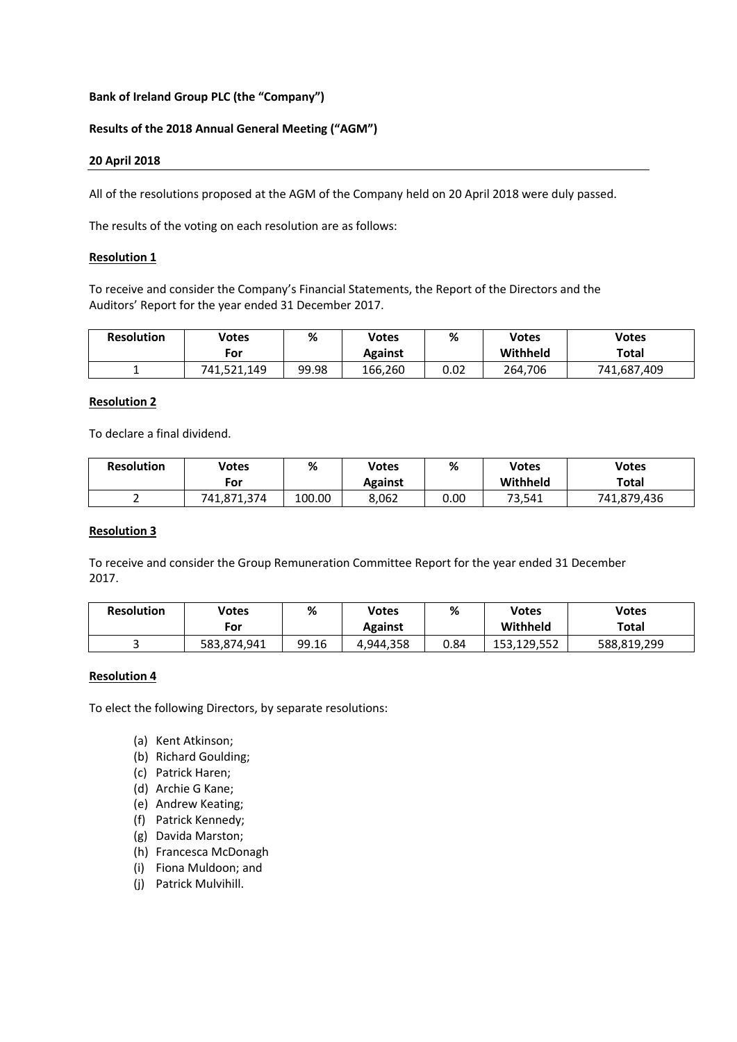**Bank of Ireland Group PLC (the "Company")**

**Results of the 2018 Annual General Meeting ("AGM")**

**20 April 2018**

All of the resolutions proposed at the AGM of the Company held on 20 April 2018 were duly passed.

The results of the voting on each resolution are as follows:

**Resolution 1**

To receive and consider the Company's Financial Statements, the Report of the Directors and the Auditors' Report for the year ended 31 December 2017.

| Resolution | Votes For | % | Votes Against | % | Votes Withheld | Votes Total |
|---|---|---|---|---|---|---|
| 1 | 741,521,149 | 99.98 | 166,260 | 0.02 | 264,706 | 741,687,409 |

**Resolution 2**

To declare a final dividend.

| Resolution | Votes For | % | Votes Against | % | Votes Withheld | Votes Total |
|---|---|---|---|---|---|---|
| 2 | 741,871,374 | 100.00 | 8,062 | 0.00 | 73,541 | 741,879,436 |

**Resolution 3**

To receive and consider the Group Remuneration Committee Report for the year ended 31 December 2017.

| Resolution | Votes For | % | Votes Against | % | Votes Withheld | Votes Total |
|---|---|---|---|---|---|---|
| 3 | 583,874,941 | 99.16 | 4,944,358 | 0.84 | 153,129,552 | 588,819,299 |

**Resolution 4**

To elect the following Directors, by separate resolutions:

(a) Kent Atkinson;
(b) Richard Goulding;
(c) Patrick Haren;
(d) Archie G Kane;
(e) Andrew Keating;
(f) Patrick Kennedy;
(g) Davida Marston;
(h) Francesca McDonagh
(i) Fiona Muldoon; and
(j) Patrick Mulvihill.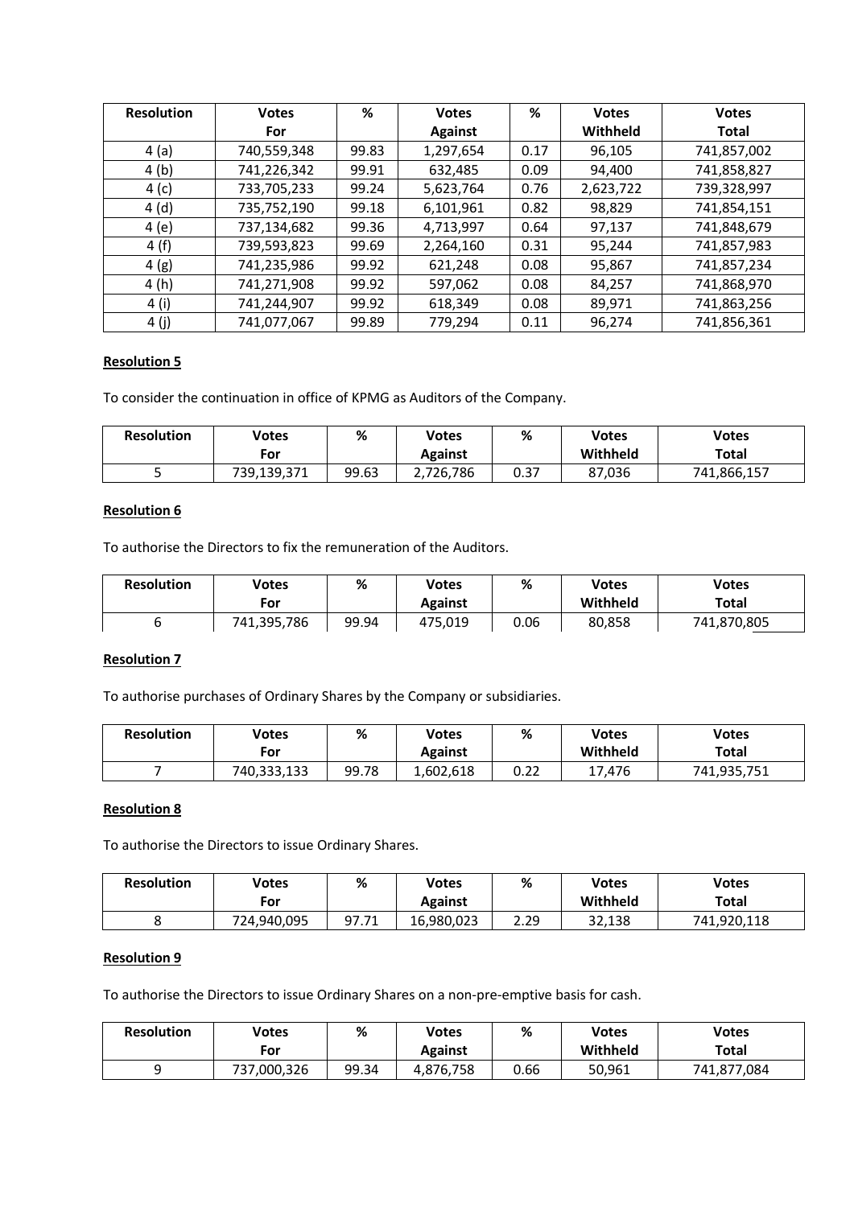| Resolution | Votes For | % | Votes Against | % | Votes Withheld | Votes Total |
|---|---|---|---|---|---|---|
| 4 (a) | 740,559,348 | 99.83 | 1,297,654 | 0.17 | 96,105 | 741,857,002 |
| 4 (b) | 741,226,342 | 99.91 | 632,485 | 0.09 | 94,400 | 741,858,827 |
| 4 (c) | 733,705,233 | 99.24 | 5,623,764 | 0.76 | 2,623,722 | 739,328,997 |
| 4 (d) | 735,752,190 | 99.18 | 6,101,961 | 0.82 | 98,829 | 741,854,151 |
| 4 (e) | 737,134,682 | 99.36 | 4,713,997 | 0.64 | 97,137 | 741,848,679 |
| 4 (f) | 739,593,823 | 99.69 | 2,264,160 | 0.31 | 95,244 | 741,857,983 |
| 4 (g) | 741,235,986 | 99.92 | 621,248 | 0.08 | 95,867 | 741,857,234 |
| 4 (h) | 741,271,908 | 99.92 | 597,062 | 0.08 | 84,257 | 741,868,970 |
| 4 (i) | 741,244,907 | 99.92 | 618,349 | 0.08 | 89,971 | 741,863,256 |
| 4 (j) | 741,077,067 | 99.89 | 779,294 | 0.11 | 96,274 | 741,856,361 |

**Resolution 5**

To consider the continuation in office of KPMG as Auditors of the Company.

| Resolution | Votes For | % | Votes Against | % | Votes Withheld | Votes Total |
|---|---|---|---|---|---|---|
| 5 | 739,139,371 | 99.63 | 2,726,786 | 0.37 | 87,036 | 741,866,157 |

**Resolution 6**

To authorise the Directors to fix the remuneration of the Auditors.

| Resolution | Votes For | % | Votes Against | % | Votes Withheld | Votes Total |
|---|---|---|---|---|---|---|
| 6 | 741,395,786 | 99.94 | 475,019 | 0.06 | 80,858 | 741,870,805 |

**Resolution 7**

To authorise purchases of Ordinary Shares by the Company or subsidiaries.

| Resolution | Votes For | % | Votes Against | % | Votes Withheld | Votes Total |
|---|---|---|---|---|---|---|
| 7 | 740,333,133 | 99.78 | 1,602,618 | 0.22 | 17,476 | 741,935,751 |

**Resolution 8**

To authorise the Directors to issue Ordinary Shares.

| Resolution | Votes For | % | Votes Against | % | Votes Withheld | Votes Total |
|---|---|---|---|---|---|---|
| 8 | 724,940,095 | 97.71 | 16,980,023 | 2.29 | 32,138 | 741,920,118 |

**Resolution 9**

To authorise the Directors to issue Ordinary Shares on a non-pre-emptive basis for cash.

| Resolution | Votes For | % | Votes Against | % | Votes Withheld | Votes Total |
|---|---|---|---|---|---|---|
| 9 | 737,000,326 | 99.34 | 4,876,758 | 0.66 | 50,961 | 741,877,084 |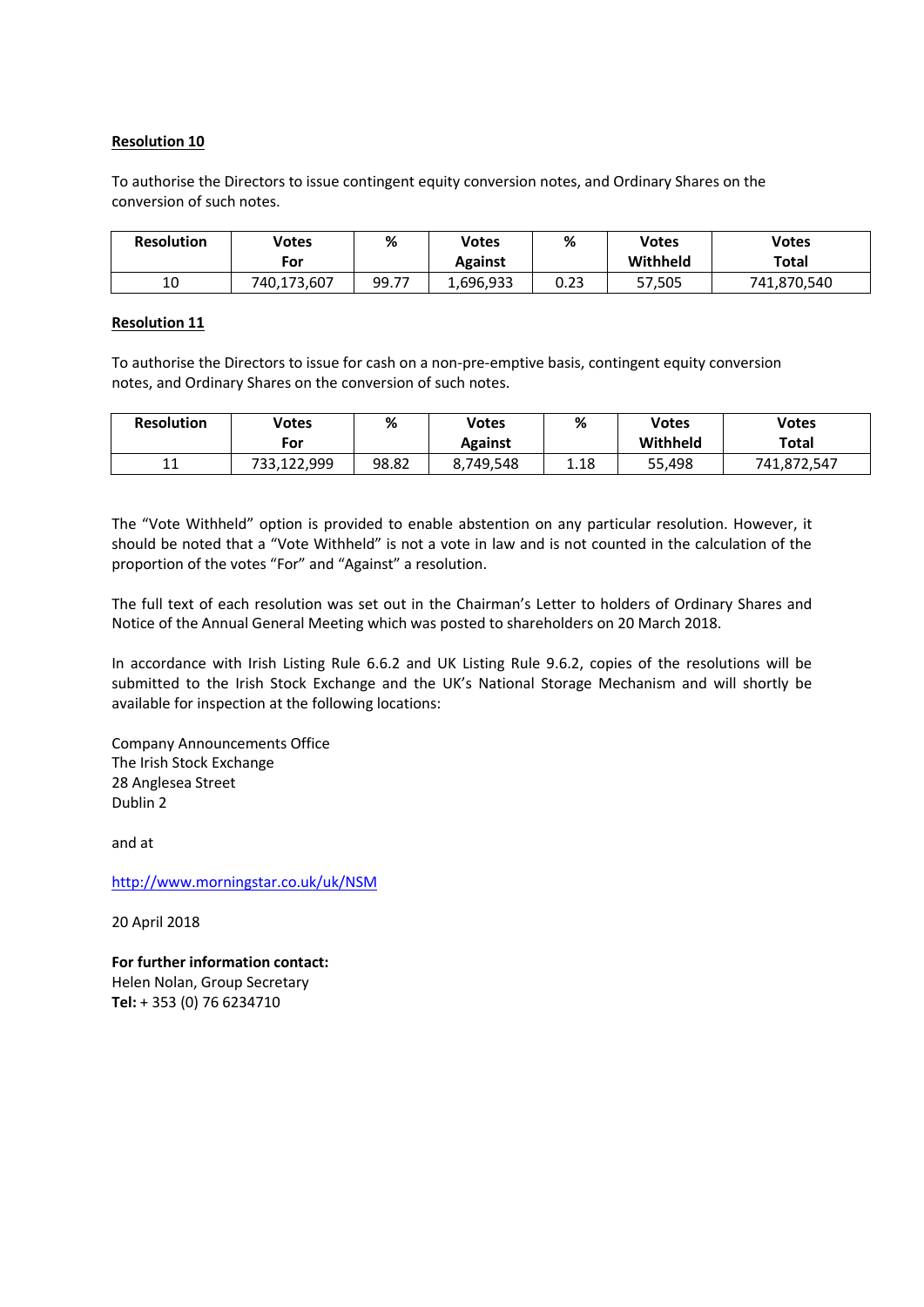**Resolution 10**

To authorise the Directors to issue contingent equity conversion notes, and Ordinary Shares on the conversion of such notes.

| Resolution | Votes For | % | Votes Against | % | Votes Withheld | Votes Total |
|---|---|---|---|---|---|---|
| 10 | 740,173,607 | 99.77 | 1,696,933 | 0.23 | 57,505 | 741,870,540 |

**Resolution 11**

To authorise the Directors to issue for cash on a non-pre-emptive basis, contingent equity conversion notes, and Ordinary Shares on the conversion of such notes.

| Resolution | Votes For | % | Votes Against | % | Votes Withheld | Votes Total |
|---|---|---|---|---|---|---|
| 11 | 733,122,999 | 98.82 | 8,749,548 | 1.18 | 55,498 | 741,872,547 |

The "Vote Withheld" option is provided to enable abstention on any particular resolution. However, it should be noted that a "Vote Withheld" is not a vote in law and is not counted in the calculation of the proportion of the votes "For" and "Against" a resolution.

The full text of each resolution was set out in the Chairman's Letter to holders of Ordinary Shares and Notice of the Annual General Meeting which was posted to shareholders on 20 March 2018.

In accordance with Irish Listing Rule 6.6.2 and UK Listing Rule 9.6.2, copies of the resolutions will be submitted to the Irish Stock Exchange and the UK's National Storage Mechanism and will shortly be available for inspection at the following locations:

Company Announcements Office
The Irish Stock Exchange
28 Anglesea Street
Dublin 2

and at

http://www.morningstar.co.uk/uk/NSM

20 April 2018

**For further information contact:**
Helen Nolan, Group Secretary
**Tel:** + 353 (0) 76 6234710